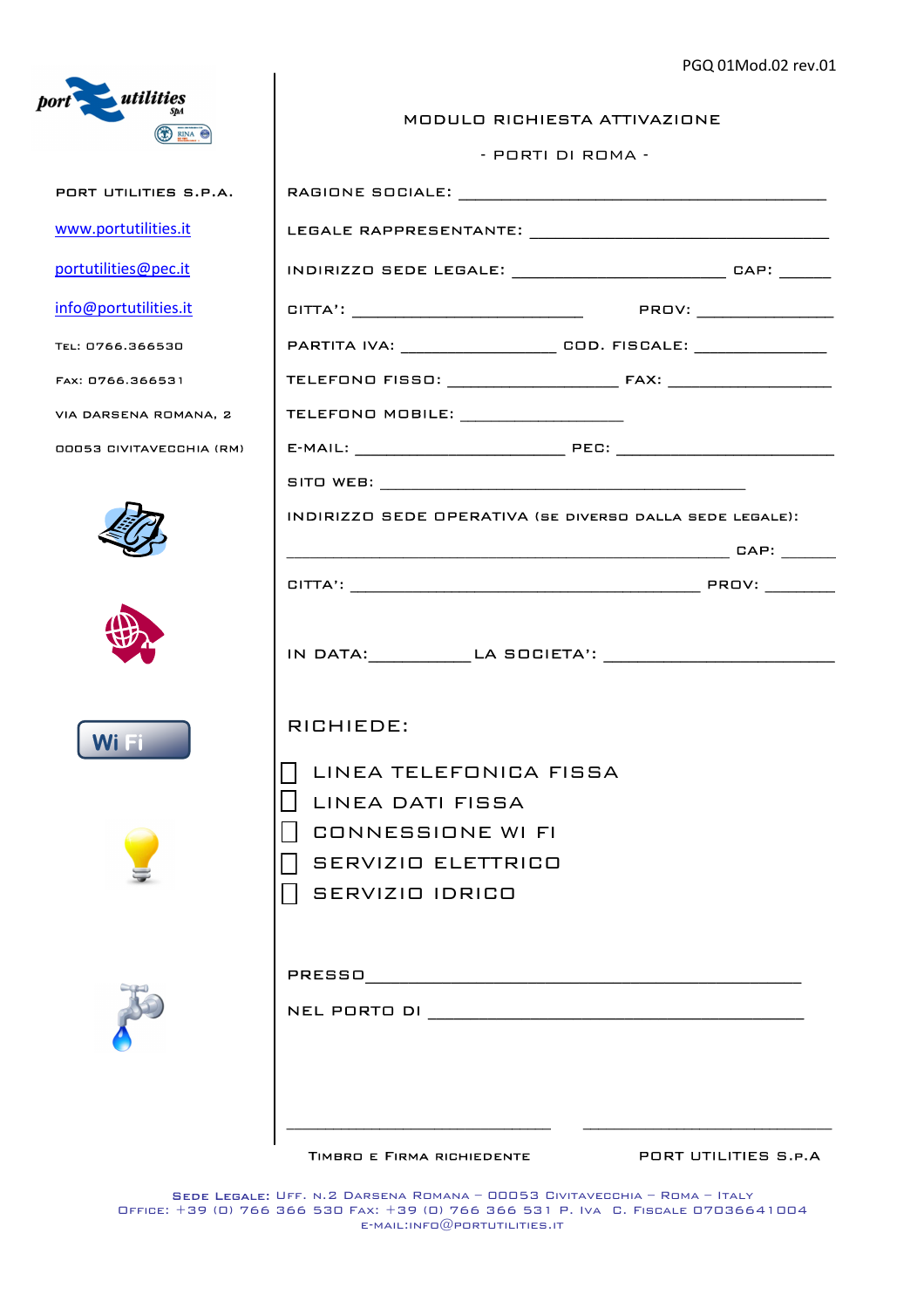PGQ 01Mod.02 rev.01

PORT UTILITIES S.P.A.

www.portutilities.it

portutilities@pec.it

info@portutilities.it

TEL: 0766.366530

FAX: 0766.366531

VIA DARSENA ROMANA, 2

00053 CIVITAVECCHIA (RM)

# MODULO RICHIESTA ATTIVAZIONE

## - PORTI DI ROMA -

RAGIONE SOCIALE: ____________________________________________

LEGALE RAPPRESENTANTE: ____________________________________

INDIRIZZO SEDE LEGALE: _________________________ CAP: ______

CITTA': ___________________________ PROV: _______________

PARTITA IVA: __________________ COD. FISCALE: ______________

TELEFONO FISSO: ____________________ FAX: ___________________

TELEFONO MOBILE: _________________

E-MAIL: _________________________ PEC: _________________________

SITO WEB: ____________________________________________

INDIRIZZO SEDE OPERATIVA (SE DIVERSO DALLA SEDE LEGALE):

___________________________________________________ CAP: ______

CITTA': ___________________________________________ PROV: ________

IN DATA:____________ LA SOCIETA': ___________________________

RICHIEDE:

- [ ] LINEA TELEFONICA FISSA
- [ ] LINEA DATI FISSA
- [ ] CONNESSIONE WI FI
- [ ] SERVIZIO ELETTRICO
- [ ] SERVIZIO IDRICO

PRESSO_____________________________________________

NEL PORTO DI ____________________________________________

_______________________________ _______________________________

TIMBRO E FIRMA RICHIEDENTE PORT UTILITIES S.P.A

SEDE LEGALE: UFF. N.2 DARSENA ROMANA – 00053 CIVITAVECCHIA – ROMA – ITALY
OFFICE: +39 (0) 766 366 530 FAX: +39 (0) 766 366 531 P. IVA C. FISCALE 07036641004
E-MAIL:INFO@PORTUTILITIES.IT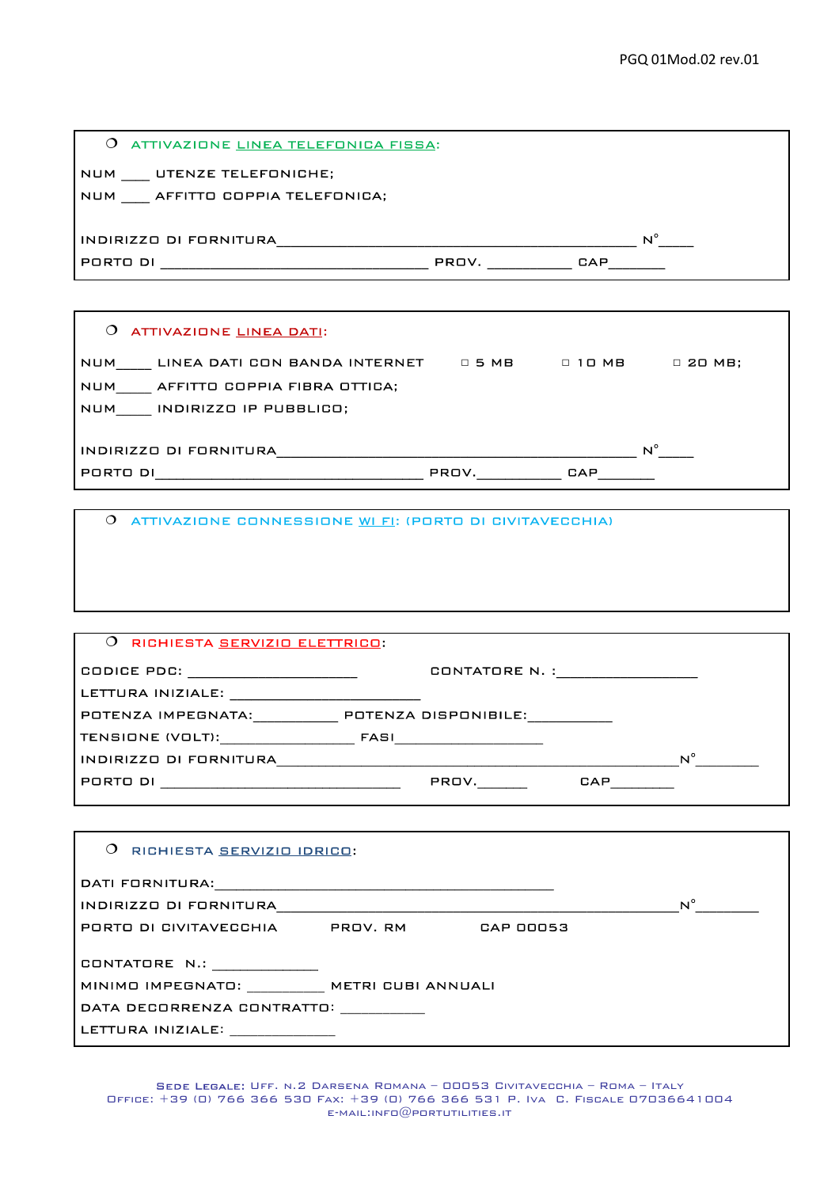❍ ATTIVAZIONE LINEA TELEFONICA FISSA:

NUM ___ UTENZE TELEFONICHE;

NUM ___ AFFITTO COPPIA TELEFONICA;

INDIRIZZO DI FORNITURA_____________________________________________ N°____

PORTO DI _________________________________ PROV. __________ CAP_______

❍ ATTIVAZIONE LINEA DATI:

NUM____ LINEA DATI CON BANDA INTERNET ☐ 5 MB ☐ 10 MB ☐ 20 MB;

NUM____ AFFITTO COPPIA FIBRA OTTICA;

NUM____ INDIRIZZO IP PUBBLICO;

INDIRIZZO DI FORNITURA_____________________________________________ N°____

PORTO DI_________________________________ PROV.__________ CAP_______

❍ ATTIVAZIONE CONNESSIONE WI FI: (PORTO DI CIVITAVECCHIA)

❍ RICHIESTA SERVIZIO ELETTRICO:

CODICE PDC: __________________ CONTATORE N. :_________________

LETTURA INIZIALE: _______________________

POTENZA IMPEGNATA:__________ POTENZA DISPONIBILE:__________

TENSIONE (VOLT):________________ FASI__________________

INDIRIZZO DI FORNITURA__________________________________________________N°________

PORTO DI _____________________________ PROV.______ CAP________

❍ RICHIESTA SERVIZIO IDRICO:

DATI FORNITURA:_________________________________________

INDIRIZZO DI FORNITURA__________________________________________________N°________

PORTO DI CIVITAVECCHIA PROV. RM CAP 00053

CONTATORE N.: _____________

MINIMO IMPEGNATO: _________ METRI CUBI ANNUALI

DATA DECORRENZA CONTRATTO: __________

LETTURA INIZIALE: _____________

SEDE LEGALE: UFF. N.2 DARSENA ROMANA – 00053 CIVITAVECCHIA – ROMA – ITALY
OFFICE: +39 (0) 766 366 530 FAX: +39 (0) 766 366 531 P. IVA C. FISCALE 07036641004
E-MAIL:INFO@PORTUTILITIES.IT